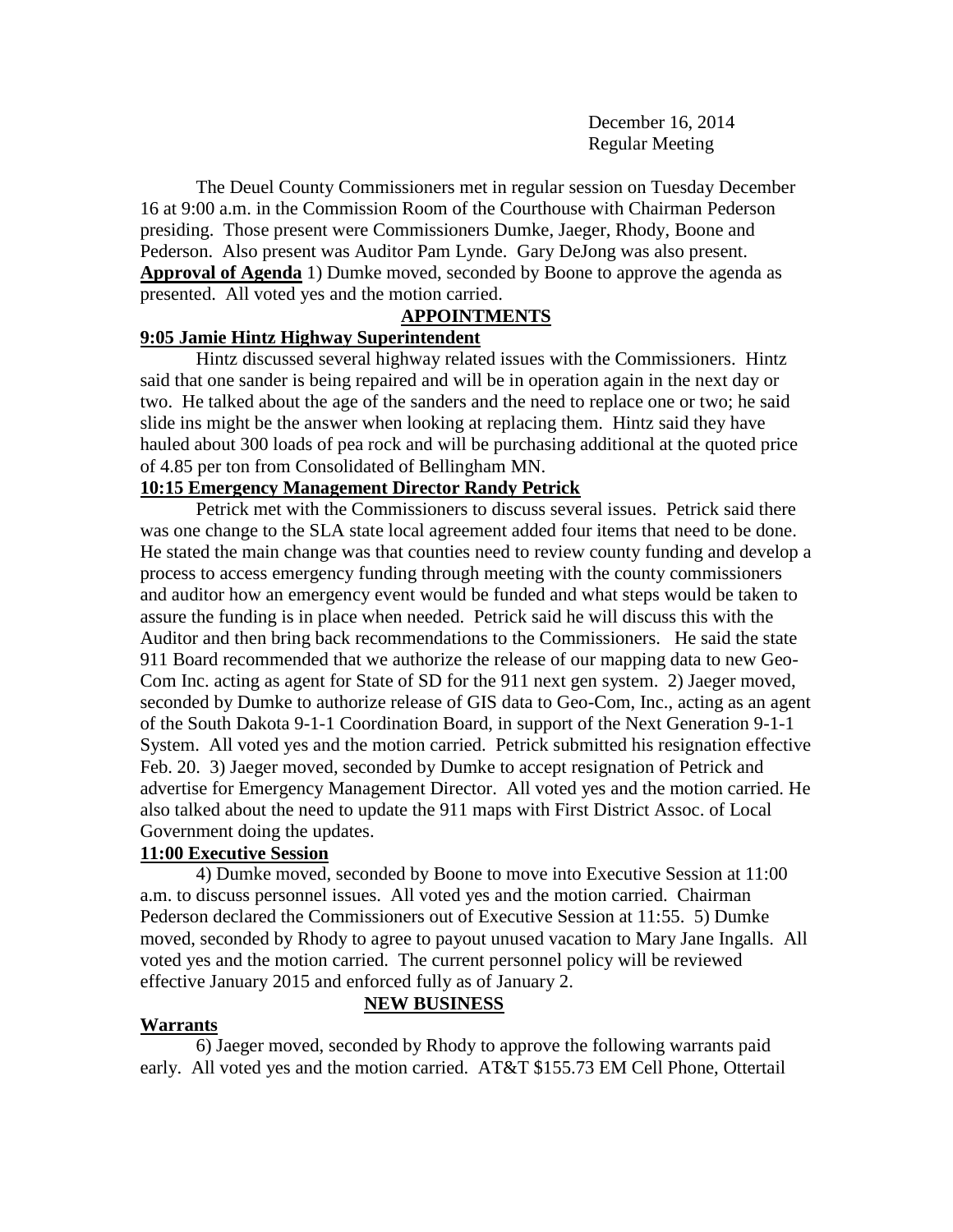December 16, 2014
Regular Meeting

The Deuel County Commissioners met in regular session on Tuesday December 16 at 9:00 a.m. in the Commission Room of the Courthouse with Chairman Pederson presiding. Those present were Commissioners Dumke, Jaeger, Rhody, Boone and Pederson. Also present was Auditor Pam Lynde. Gary DeJong was also present.

**Approval of Agenda** 1) Dumke moved, seconded by Boone to approve the agenda as presented. All voted yes and the motion carried.

## APPOINTMENTS

### 9:05 Jamie Hintz Highway Superintendent

Hintz discussed several highway related issues with the Commissioners. Hintz said that one sander is being repaired and will be in operation again in the next day or two. He talked about the age of the sanders and the need to replace one or two; he said slide ins might be the answer when looking at replacing them. Hintz said they have hauled about 300 loads of pea rock and will be purchasing additional at the quoted price of 4.85 per ton from Consolidated of Bellingham MN.

### 10:15 Emergency Management Director Randy Petrick

Petrick met with the Commissioners to discuss several issues. Petrick said there was one change to the SLA state local agreement added four items that need to be done. He stated the main change was that counties need to review county funding and develop a process to access emergency funding through meeting with the county commissioners and auditor how an emergency event would be funded and what steps would be taken to assure the funding is in place when needed. Petrick said he will discuss this with the Auditor and then bring back recommendations to the Commissioners. He said the state 911 Board recommended that we authorize the release of our mapping data to new Geo-Com Inc. acting as agent for State of SD for the 911 next gen system. 2) Jaeger moved, seconded by Dumke to authorize release of GIS data to Geo-Com, Inc., acting as an agent of the South Dakota 9-1-1 Coordination Board, in support of the Next Generation 9-1-1 System. All voted yes and the motion carried. Petrick submitted his resignation effective Feb. 20. 3) Jaeger moved, seconded by Dumke to accept resignation of Petrick and advertise for Emergency Management Director. All voted yes and the motion carried. He also talked about the need to update the 911 maps with First District Assoc. of Local Government doing the updates.

### 11:00 Executive Session

4) Dumke moved, seconded by Boone to move into Executive Session at 11:00 a.m. to discuss personnel issues. All voted yes and the motion carried. Chairman Pederson declared the Commissioners out of Executive Session at 11:55. 5) Dumke moved, seconded by Rhody to agree to payout unused vacation to Mary Jane Ingalls. All voted yes and the motion carried. The current personnel policy will be reviewed effective January 2015 and enforced fully as of January 2.

## NEW BUSINESS

### Warrants

6) Jaeger moved, seconded by Rhody to approve the following warrants paid early. All voted yes and the motion carried. AT&T $155.73 EM Cell Phone, Ottertail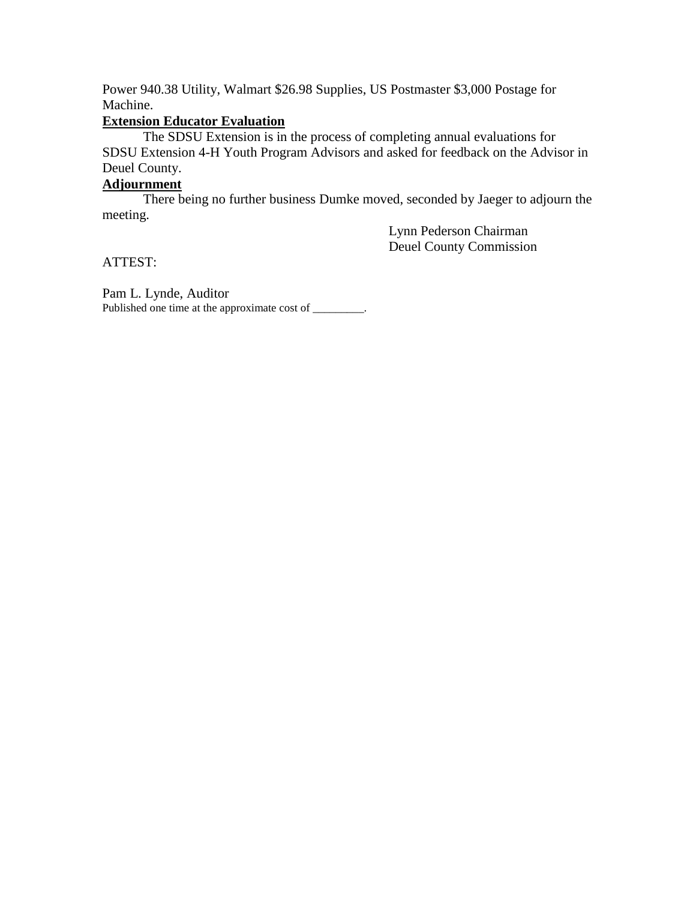Power 940.38 Utility, Walmart $26.98 Supplies, US Postmaster $3,000 Postage for Machine.

**Extension Educator Evaluation**

The SDSU Extension is in the process of completing annual evaluations for SDSU Extension 4-H Youth Program Advisors and asked for feedback on the Advisor in Deuel County.

**Adjournment**

There being no further business Dumke moved, seconded by Jaeger to adjourn the meeting.

Lynn Pederson Chairman
Deuel County Commission

ATTEST:

Pam L. Lynde, Auditor

Published one time at the approximate cost of _________.